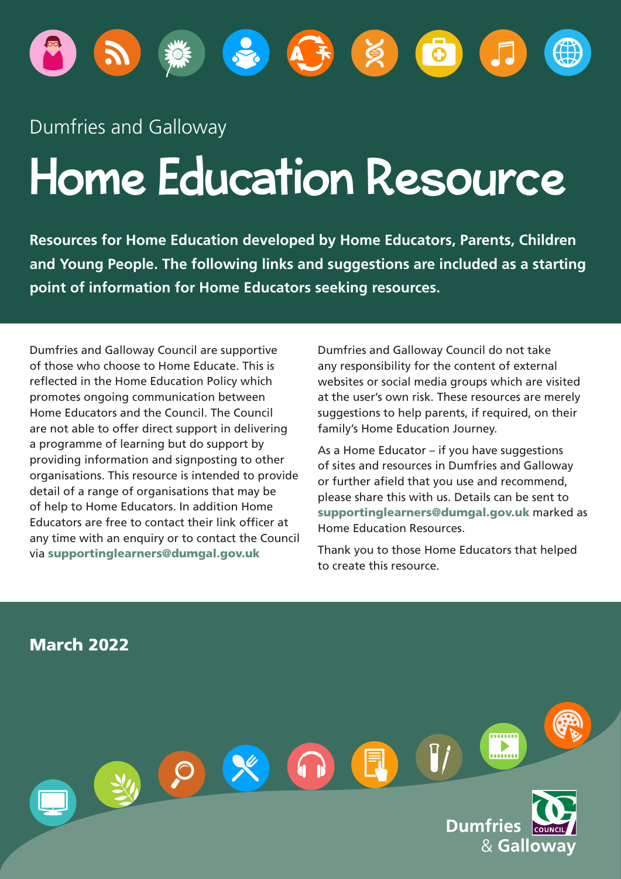Dumfries and Galloway

# Home Education Resource

**Resources for Home Education developed by Home Educators, Parents, Children and Young People. The following links and suggestions are included as a starting point of information for Home Educators seeking resources.**

Dumfries and Galloway Council are supportive of those who choose to Home Educate. This is reflected in the Home Education Policy which promotes ongoing communication between Home Educators and the Council. The Council are not able to offer direct support in delivering a programme of learning but do support by providing information and signposting to other organisations. This resource is intended to provide detail of a range of organisations that may be of help to Home Educators. In addition Home Educators are free to contact their link officer at any time with an enquiry or to contact the Council via **supportinglearners@dumgal.gov.uk**

Dumfries and Galloway Council do not take any responsibility for the content of external websites or social media groups which are visited at the user's own risk. These resources are merely suggestions to help parents, if required, on their family's Home Education Journey.

As a Home Educator – if you have suggestions of sites and resources in Dumfries and Galloway or further afield that you use and recommend, please share this with us. Details can be sent to **supportinglearners@dumgal.gov.uk** marked as Home Education Resources.

Thank you to those Home Educators that helped to create this resource.

**March 2022**

Dumfries & Galloway COUNCIL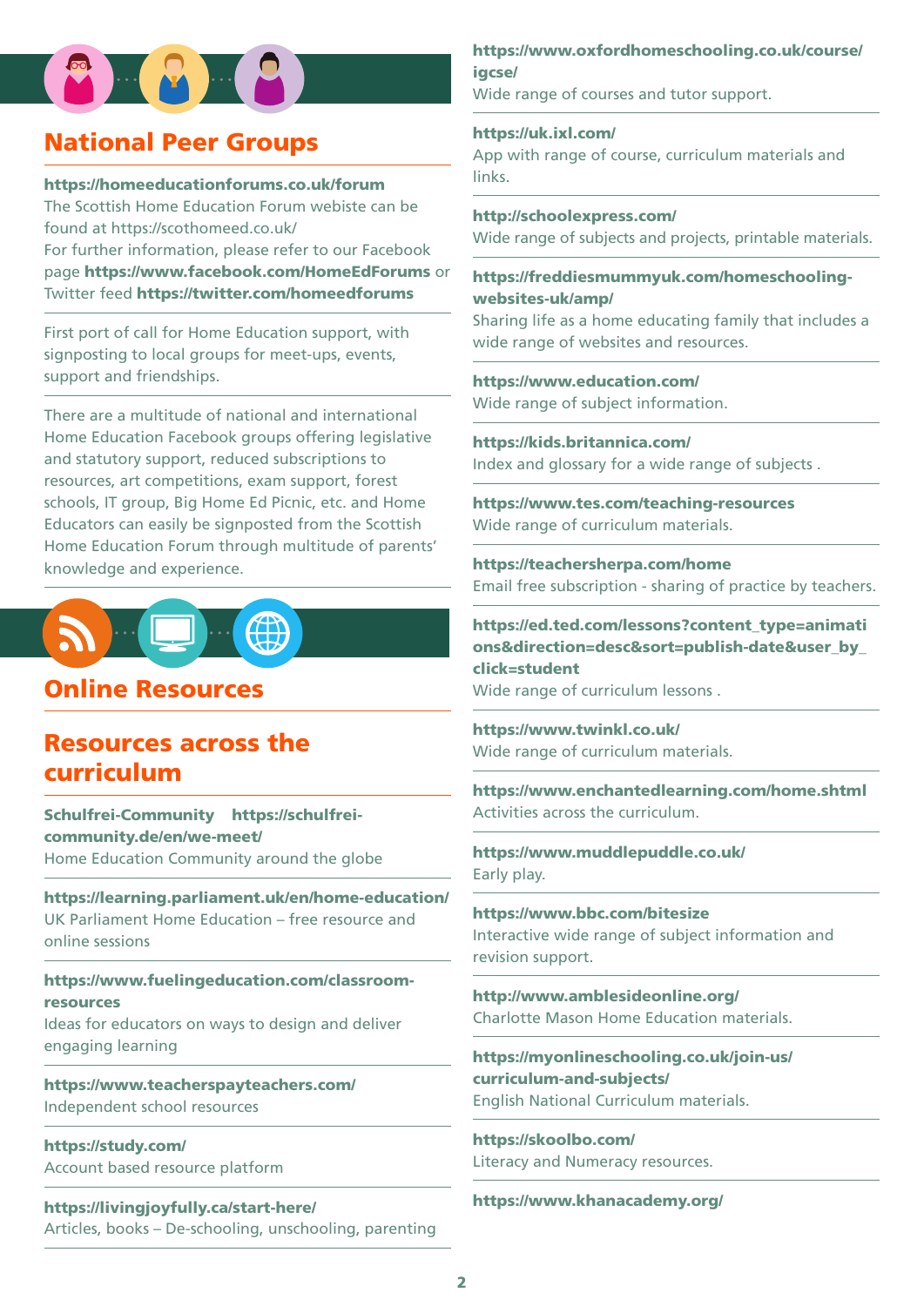## National Peer Groups

**https://homeeducationforums.co.uk/forum**
The Scottish Home Education Forum webiste can be found at https://scothomeed.co.uk/
For further information, please refer to our Facebook page **https://www.facebook.com/HomeEdForums** or Twitter feed **https://twitter.com/homeedforums**

First port of call for Home Education support, with signposting to local groups for meet-ups, events, support and friendships.

There are a multitude of national and international Home Education Facebook groups offering legislative and statutory support, reduced subscriptions to resources, art competitions, exam support, forest schools, IT group, Big Home Ed Picnic, etc. and Home Educators can easily be signposted from the Scottish Home Education Forum through multitude of parents' knowledge and experience.

## Online Resources

## Resources across the curriculum

**Schulfrei-Community https://schulfrei-community.de/en/we-meet/**
Home Education Community around the globe

**https://learning.parliament.uk/en/home-education/**
UK Parliament Home Education – free resource and online sessions

**https://www.fuelingeducation.com/classroom-resources**
Ideas for educators on ways to design and deliver engaging learning

**https://www.teacherspayteachers.com/**
Independent school resources

**https://study.com/**
Account based resource platform

**https://livingjoyfully.ca/start-here/**
Articles, books – De-schooling, unschooling, parenting

**https://www.oxfordhomeschooling.co.uk/course/igcse/**
Wide range of courses and tutor support.

**https://uk.ixl.com/**
App with range of course, curriculum materials and links.

**http://schoolexpress.com/**
Wide range of subjects and projects, printable materials.

**https://freddiesmummyuk.com/homeschooling-websites-uk/amp/**
Sharing life as a home educating family that includes a wide range of websites and resources.

**https://www.education.com/**
Wide range of subject information.

**https://kids.britannica.com/**
Index and glossary for a wide range of subjects .

**https://www.tes.com/teaching-resources**
Wide range of curriculum materials.

**https://teachersherpa.com/home**
Email free subscription - sharing of practice by teachers.

**https://ed.ted.com/lessons?content_type=animations&direction=desc&sort=publish-date&user_by_click=student**
Wide range of curriculum lessons .

**https://www.twinkl.co.uk/**
Wide range of curriculum materials.

**https://www.enchantedlearning.com/home.shtml**
Activities across the curriculum.

**https://www.muddlepuddle.co.uk/**
Early play.

**https://www.bbc.com/bitesize**
Interactive wide range of subject information and revision support.

**http://www.amblesideonline.org/**
Charlotte Mason Home Education materials.

**https://myonlineschooling.co.uk/join-us/curriculum-and-subjects/**
English National Curriculum materials.

**https://www.skoolbo.com/**
Literacy and Numeracy resources.

**https://www.khanacademy.org/**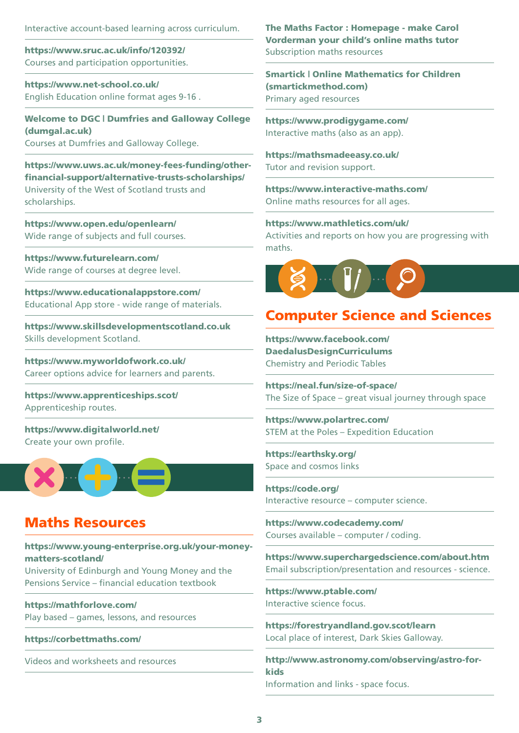Interactive account-based learning across curriculum.

**https://www.sruc.ac.uk/info/120392/**
Courses and participation opportunities.

**https://www.net-school.co.uk/**
English Education online format ages 9-16 .

**Welcome to DGC | Dumfries and Galloway College (dumgal.ac.uk)**
Courses at Dumfries and Galloway College.

**https://www.uws.ac.uk/money-fees-funding/other-financial-support/alternative-trusts-scholarships/**
University of the West of Scotland trusts and scholarships.

**https://www.open.edu/openlearn/**
Wide range of subjects and full courses.

**https://www.futurelearn.com/**
Wide range of courses at degree level.

**https://www.educationalappstore.com/**
Educational App store - wide range of materials.

**https://www.skillsdevelopmentscotland.co.uk**
Skills development Scotland.

**https://www.myworldofwork.co.uk/**
Career options advice for learners and parents.

**https://www.apprenticeships.scot/**
Apprenticeship routes.

**https://www.digitalworld.net/**
Create your own profile.

## Maths Resources

**https://www.young-enterprise.org.uk/your-money-matters-scotland/**
University of Edinburgh and Young Money and the Pensions Service – financial education textbook

**https://mathforlove.com/**
Play based – games, lessons, and resources

**https://corbettmaths.com/**

Videos and worksheets and resources

**The Maths Factor : Homepage - make Carol Vorderman your child's online maths tutor**
Subscription maths resources

**Smartick | Online Mathematics for Children (smartickmethod.com)**
Primary aged resources

**https://www.prodigygame.com/**
Interactive maths (also as an app).

**https://mathsmadeeasy.co.uk/**
Tutor and revision support.

**https://www.interactive-maths.com/**
Online maths resources for all ages.

**https://www.mathletics.com/uk/**
Activities and reports on how you are progressing with maths.

## Computer Science and Sciences

**https://www.facebook.com/DaedalusDesignCurriculums**
Chemistry and Periodic Tables

**https://neal.fun/size-of-space/**
The Size of Space – great visual journey through space

**https://www.polartrec.com/**
STEM at the Poles – Expedition Education

**https://earthsky.org/**
Space and cosmos links

**https://code.org/**
Interactive resource – computer science.

**https://www.codecademy.com/**
Courses available – computer / coding.

**https://www.superchargedscience.com/about.htm**
Email subscription/presentation and resources - science.

**https://www.ptable.com/**
Interactive science focus.

**https://forestryandland.gov.scot/learn**
Local place of interest, Dark Skies Galloway.

**http://www.astronomy.com/observing/astro-for-kids**
Information and links - space focus.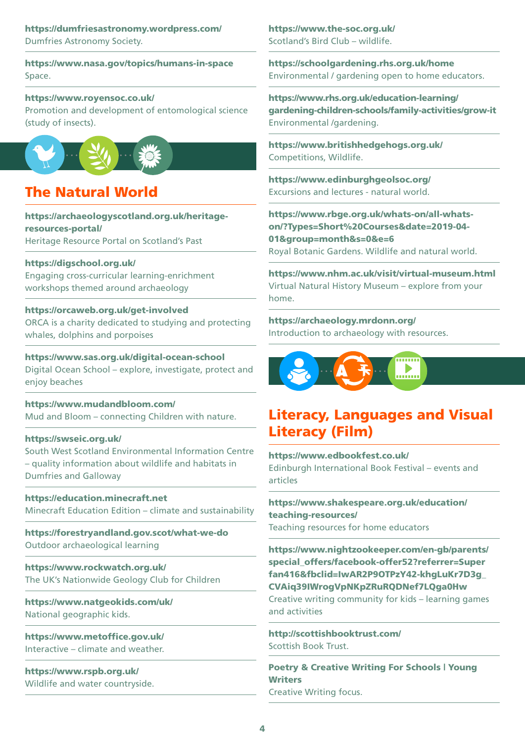**https://dumfriesastronomy.wordpress.com/**
Dumfries Astronomy Society.

**https://www.nasa.gov/topics/humans-in-space**
Space.

**https://www.royensoc.co.uk/**
Promotion and development of entomological science (study of insects).

## The Natural World

**https://archaeologyscotland.org.uk/heritage-resources-portal/**
Heritage Resource Portal on Scotland's Past

**https://digschool.org.uk/**
Engaging cross-curricular learning-enrichment workshops themed around archaeology

**https://orcaweb.org.uk/get-involved**
ORCA is a charity dedicated to studying and protecting whales, dolphins and porpoises

**https://www.sas.org.uk/digital-ocean-school**
Digital Ocean School – explore, investigate, protect and enjoy beaches

**https://www.mudandbloom.com/**
Mud and Bloom – connecting Children with nature.

**https://swseic.org.uk/**
South West Scotland Environmental Information Centre – quality information about wildlife and habitats in Dumfries and Galloway

**https://education.minecraft.net**
Minecraft Education Edition – climate and sustainability

**https://forestryandland.gov.scot/what-we-do**
Outdoor archaeological learning

**https://www.rockwatch.org.uk/**
The UK's Nationwide Geology Club for Children

**https://www.natgeokids.com/uk/**
National geographic kids.

**https://www.metoffice.gov.uk/**
Interactive – climate and weather.

**https://www.rspb.org.uk/**
Wildlife and water countryside.

**https://www.the-soc.org.uk/**
Scotland's Bird Club – wildlife.

**https://schoolgardening.rhs.org.uk/home**
Environmental / gardening open to home educators.

**https://www.rhs.org.uk/education-learning/gardening-children-schools/family-activities/grow-it**
Environmental /gardening.

**https://www.britishhedgehogs.org.uk/**
Competitions, Wildlife.

**https://www.edinburghgeolsoc.org/**
Excursions and lectures - natural world.

**https://www.rbge.org.uk/whats-on/all-whats-on/?Types=Short%20Courses&date=2019-04-01&group=month&s=0&e=6**
Royal Botanic Gardens. Wildlife and natural world.

**https://www.nhm.ac.uk/visit/virtual-museum.html**
Virtual Natural History Museum – explore from your home.

**https://archaeology.mrdonn.org/**
Introduction to archaeology with resources.

## Literacy, Languages and Visual Literacy (Film)

**https://www.edbookfest.co.uk/**
Edinburgh International Book Festival – events and articles

**https://www.shakespeare.org.uk/education/teaching-resources/**
Teaching resources for home educators

**https://www.nightzookeeper.com/en-gb/parents/special_offers/facebook-offer52?referrer=Superfan416&fbclid=IwAR2P9OTPzY42-khgLuKr7D3g_CVAiq39IWrogVpNKpZRuRQDNef7LQga0Hw**
Creative writing community for kids – learning games and activities

**http://scottishbooktrust.com/**
Scottish Book Trust.

**Poetry & Creative Writing For Schools | Young Writers**
Creative Writing focus.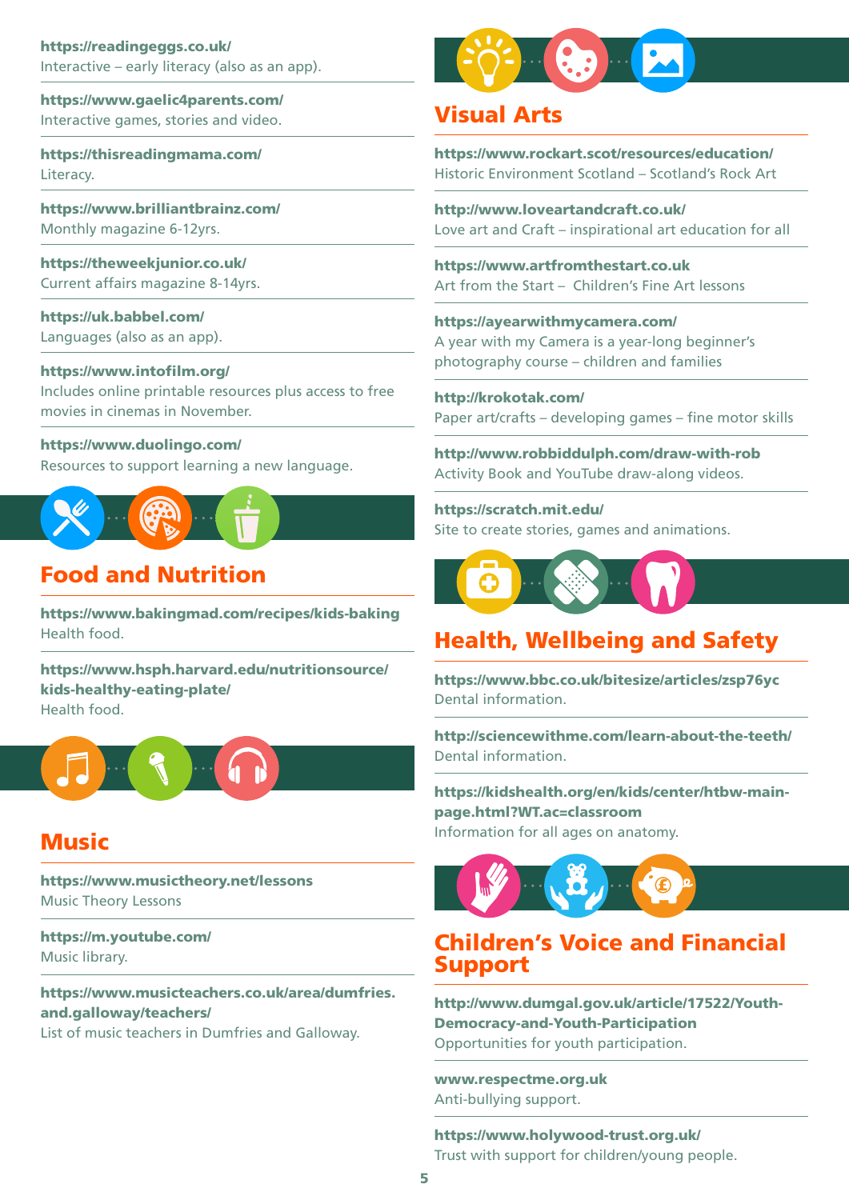**https://readingeggs.co.uk/**
Interactive – early literacy (also as an app).

**https://www.gaelic4parents.com/**
Interactive games, stories and video.

**https://thisreadingmama.com/**
Literacy.

**https://www.brilliantbrainz.com/**
Monthly magazine 6-12yrs.

**https://theweekjunior.co.uk/**
Current affairs magazine 8-14yrs.

**https://uk.babbel.com/**
Languages (also as an app).

**https://www.intofilm.org/**
Includes online printable resources plus access to free movies in cinemas in November.

**https://www.duolingo.com/**
Resources to support learning a new language.

## Food and Nutrition

**https://www.bakingmad.com/recipes/kids-baking**
Health food.

**https://www.hsph.harvard.edu/nutritionsource/kids-healthy-eating-plate/**
Health food.

## Music

**https://www.musictheory.net/lessons**
Music Theory Lessons

**https://m.youtube.com/**
Music library.

**https://www.musicteachers.co.uk/area/dumfries.and.galloway/teachers/**
List of music teachers in Dumfries and Galloway.

## Visual Arts

**https://www.rockart.scot/resources/education/**
Historic Environment Scotland – Scotland's Rock Art

**http://www.loveartandcraft.co.uk/**
Love art and Craft – inspirational art education for all

**https://www.artfromthestart.co.uk**
Art from the Start – Children's Fine Art lessons

**https://ayearwithmycamera.com/**
A year with my Camera is a year-long beginner's photography course – children and families

**http://krokotak.com/**
Paper art/crafts – developing games – fine motor skills

**http://www.robbiddulph.com/draw-with-rob**
Activity Book and YouTube draw-along videos.

**https://scratch.mit.edu/**
Site to create stories, games and animations.

## Health, Wellbeing and Safety

**https://www.bbc.co.uk/bitesize/articles/zsp76yc**
Dental information.

**http://sciencewithme.com/learn-about-the-teeth/**
Dental information.

**https://kidshealth.org/en/kids/center/htbw-main-page.html?WT.ac=classroom**
Information for all ages on anatomy.

## Children's Voice and Financial Support

**http://www.dumgal.gov.uk/article/17522/Youth-Democracy-and-Youth-Participation**
Opportunities for youth participation.

**www.respectme.org.uk**
Anti-bullying support.

**https://www.holywood-trust.org.uk/**
Trust with support for children/young people.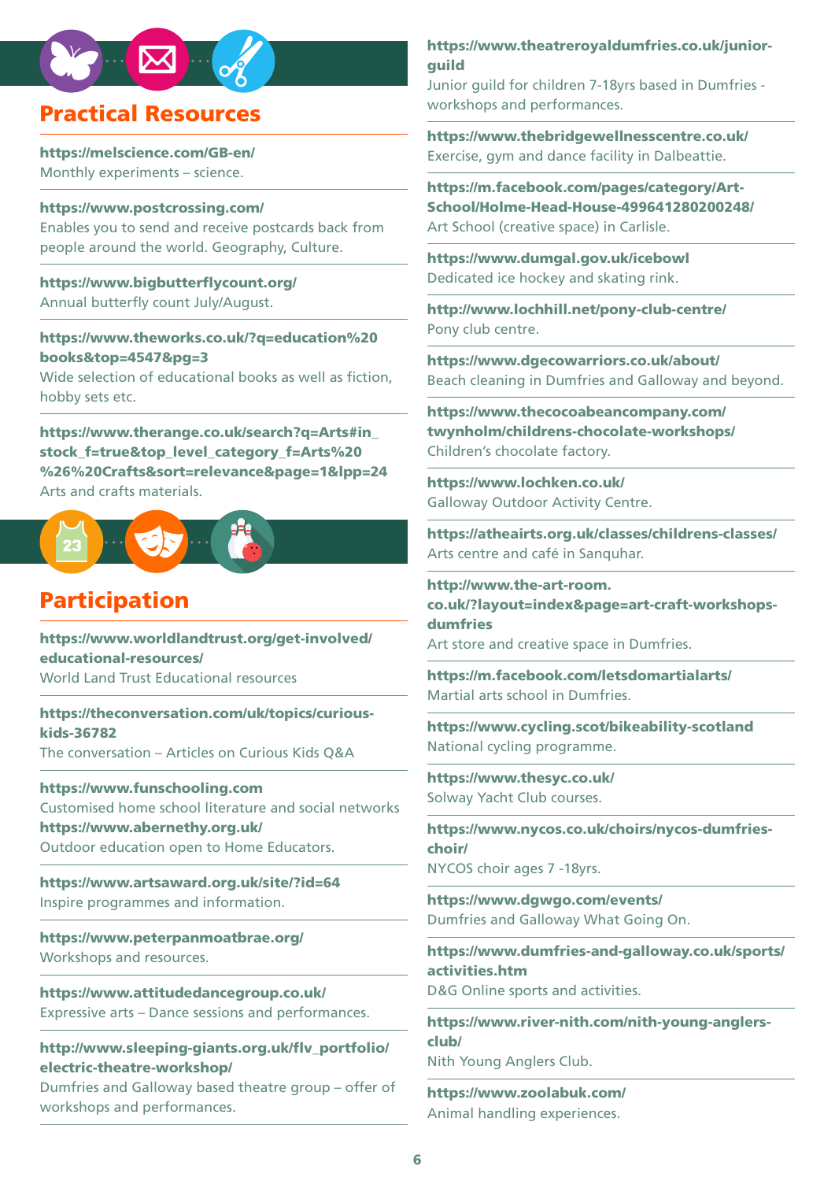## Practical Resources

**https://melscience.com/GB-en/**
Monthly experiments – science.

**https://www.postcrossing.com/**
Enables you to send and receive postcards back from people around the world. Geography, Culture.

**https://www.bigbutterflycount.org/**
Annual butterfly count July/August.

**https://www.theworks.co.uk/?q=education%20books&top=4547&pg=3**
Wide selection of educational books as well as fiction, hobby sets etc.

**https://www.therange.co.uk/search?q=Arts#in_stock_f=true&top_level_category_f=Arts%20%26%20Crafts&sort=relevance&page=1&lpp=24**
Arts and crafts materials.

## Participation

**https://www.worldlandtrust.org/get-involved/educational-resources/**
World Land Trust Educational resources

**https://theconversation.com/uk/topics/curious-kids-36782**
The conversation – Articles on Curious Kids Q&A

**https://www.funschooling.com**
Customised home school literature and social networks
**https://www.abernethy.org.uk/**
Outdoor education open to Home Educators.

**https://www.artsaward.org.uk/site/?id=64**
Inspire programmes and information.

**https://www.peterpanmoatbrae.org/**
Workshops and resources.

**https://www.attitudedancegroup.co.uk/**
Expressive arts – Dance sessions and performances.

**http://www.sleeping-giants.org.uk/flv_portfolio/electric-theatre-workshop/**
Dumfries and Galloway based theatre group – offer of workshops and performances.

**https://www.theatreroyaldumfries.co.uk/junior-guild**
Junior guild for children 7-18yrs based in Dumfries - workshops and performances.

**https://www.thebridgewellnesscentre.co.uk/**
Exercise, gym and dance facility in Dalbeattie.

**https://m.facebook.com/pages/category/Art-School/Holme-Head-House-499641280200248/**
Art School (creative space) in Carlisle.

**https://www.dumgal.gov.uk/icebowl**
Dedicated ice hockey and skating rink.

**http://www.lochhill.net/pony-club-centre/**
Pony club centre.

**https://www.dgecowarriors.co.uk/about/**
Beach cleaning in Dumfries and Galloway and beyond.

**https://www.thecocoabeancompany.com/twynholm/childrens-chocolate-workshops/**
Children's chocolate factory.

**https://www.lochken.co.uk/**
Galloway Outdoor Activity Centre.

**https://atheairts.org.uk/classes/childrens-classes/**
Arts centre and café in Sanquhar.

**http://www.the-art-room.co.uk/?layout=index&page=art-craft-workshops-dumfries**
Art store and creative space in Dumfries.

**https://m.facebook.com/letsdomartialarts/**
Martial arts school in Dumfries.

**https://www.cycling.scot/bikeability-scotland**
National cycling programme.

**https://www.thesyc.co.uk/**
Solway Yacht Club courses.

**https://www.nycos.co.uk/choirs/nycos-dumfries-choir/**
NYCOS choir ages 7 -18yrs.

**https://www.dgwgo.com/events/**
Dumfries and Galloway What Going On.

**https://www.dumfries-and-galloway.co.uk/sports/activities.htm**
D&G Online sports and activities.

**https://www.river-nith.com/nith-young-anglers-club/**
Nith Young Anglers Club.

**https://www.zoolabuk.com/**
Animal handling experiences.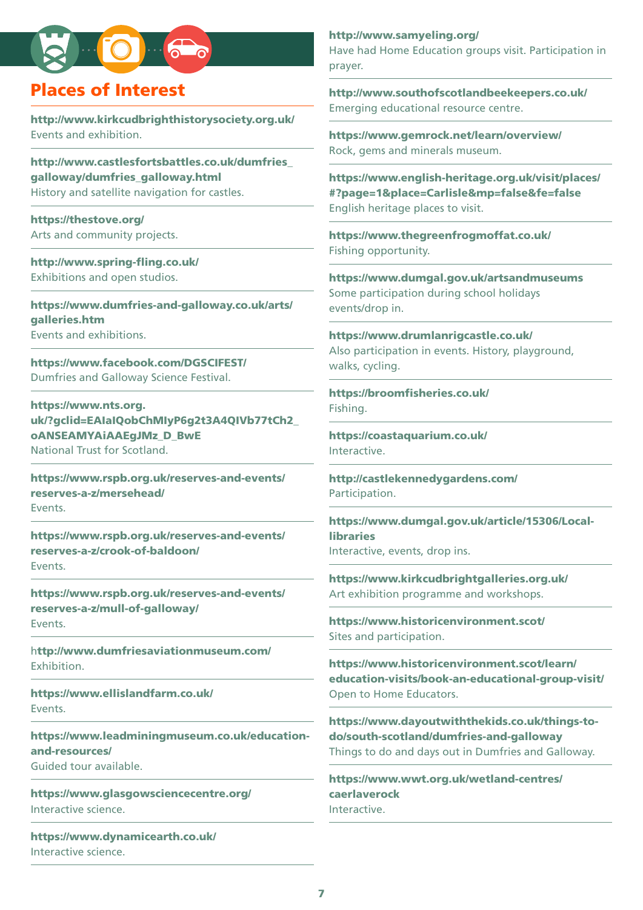## Places of Interest

**http://www.kirkcudbrighthistorysociety.org.uk/**
Events and exhibition.

**http://www.castlesfortsbattles.co.uk/dumfries_galloway/dumfries_galloway.html**
History and satellite navigation for castles.

**https://thestove.org/**
Arts and community projects.

**http://www.spring-fling.co.uk/**
Exhibitions and open studios.

**https://www.dumfries-and-galloway.co.uk/arts/galleries.htm**
Events and exhibitions.

**https://www.facebook.com/DGSCIFEST/**
Dumfries and Galloway Science Festival.

**https://www.nts.org.uk/?gclid=EAIaIQobChMIyP6g2t3A4QIVb77tCh2_oANSEAMYAiAAEgJMz_D_BwE**
National Trust for Scotland.

**https://www.rspb.org.uk/reserves-and-events/reserves-a-z/mersehead/**
Events.

**https://www.rspb.org.uk/reserves-and-events/reserves-a-z/crook-of-baldoon/**
Events.

**https://www.rspb.org.uk/reserves-and-events/reserves-a-z/mull-of-galloway/**
Events.

h**ttp://www.dumfriesaviationmuseum.com/**
Exhibition.

**https://www.ellislandfarm.co.uk/**
Events.

**https://www.leadminingmuseum.co.uk/education-and-resources/**
Guided tour available.

**https://www.glasgowsciencecentre.org/**
Interactive science.

**https://www.dynamicearth.co.uk/**
Interactive science.

**http://www.samyeling.org/**
Have had Home Education groups visit. Participation in prayer.

**http://www.southofscotlandbeekeepers.co.uk/**
Emerging educational resource centre.

**https://www.gemrock.net/learn/overview/**
Rock, gems and minerals museum.

**https://www.english-heritage.org.uk/visit/places/#?page=1&place=Carlisle&mp=false&fe=false**
English heritage places to visit.

**https://www.thegreenfrogmoffat.co.uk/**
Fishing opportunity.

**https://www.dumgal.gov.uk/artsandmuseums**
Some participation during school holidays events/drop in.

**https://www.drumlanrigcastle.co.uk/**
Also participation in events. History, playground, walks, cycling.

**https://broomfisheries.co.uk/**
Fishing.

**https://coastaquarium.co.uk/**
Interactive.

**http://castlekennedygardens.com/**
Participation.

**https://www.dumgal.gov.uk/article/15306/Local-libraries**
Interactive, events, drop ins.

**https://www.kirkcudbrightgalleries.org.uk/**
Art exhibition programme and workshops.

**https://www.historicenvironment.scot/**
Sites and participation.

**https://www.historicenvironment.scot/learn/education-visits/book-an-educational-group-visit/**
Open to Home Educators.

**https://www.dayoutwiththekids.co.uk/things-to-do/south-scotland/dumfries-and-galloway**
Things to do and days out in Dumfries and Galloway.

**https://www.wwt.org.uk/wetland-centres/caerlaverock**
Interactive.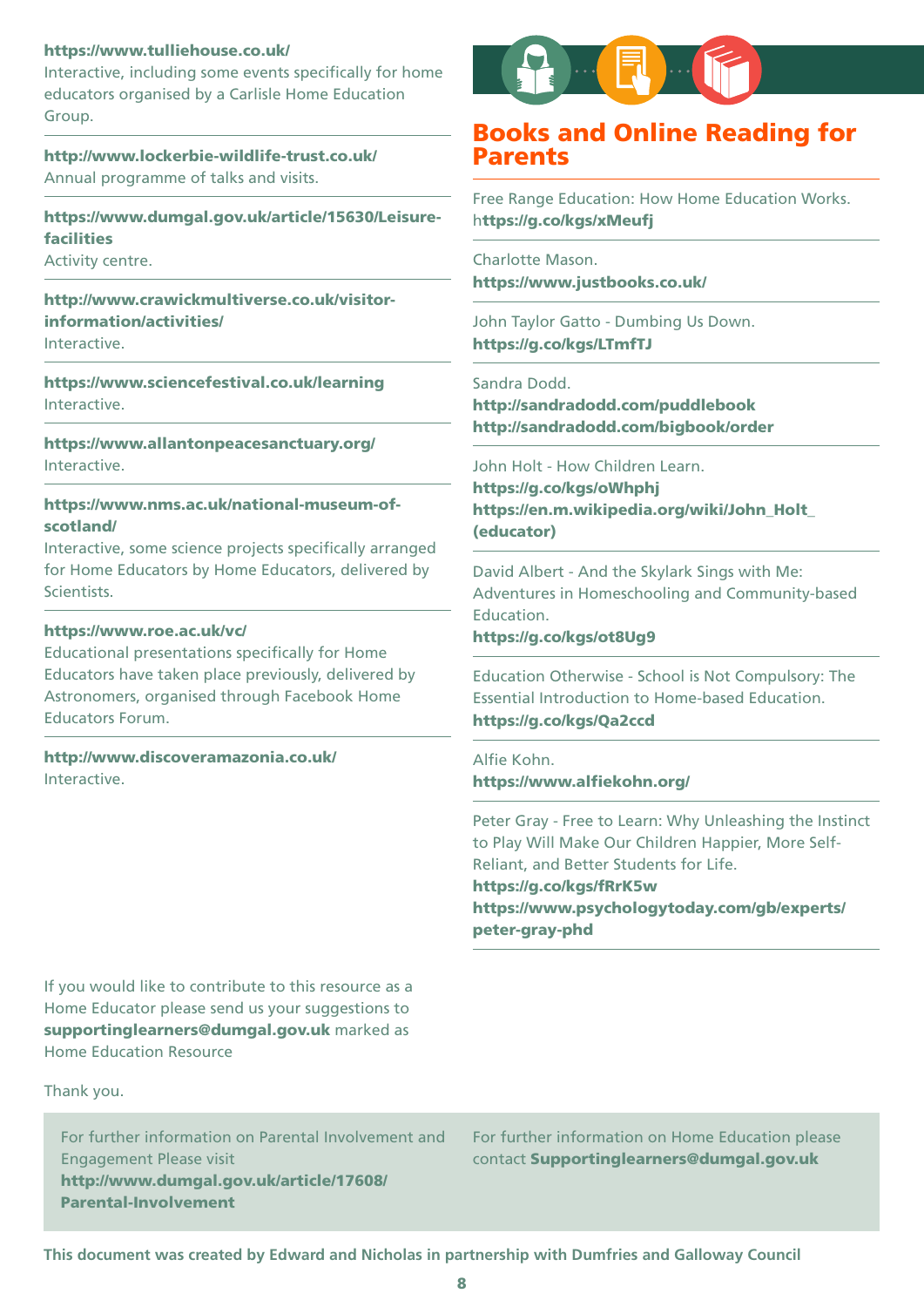**https://www.tulliehouse.co.uk/**
Interactive, including some events specifically for home educators organised by a Carlisle Home Education Group.

**http://www.lockerbie-wildlife-trust.co.uk/**
Annual programme of talks and visits.

**https://www.dumgal.gov.uk/article/15630/Leisure-facilities**
Activity centre.

**http://www.crawickmultiverse.co.uk/visitor-information/activities/**
Interactive.

**https://www.sciencefestival.co.uk/learning**
Interactive.

**https://www.allantonpeacesanctuary.org/**
Interactive.

**https://www.nms.ac.uk/national-museum-of-scotland/**
Interactive, some science projects specifically arranged for Home Educators by Home Educators, delivered by Scientists.

**https://www.roe.ac.uk/vc/**
Educational presentations specifically for Home Educators have taken place previously, delivered by Astronomers, organised through Facebook Home Educators Forum.

**http://www.discoveramazonia.co.uk/**
Interactive.

## Books and Online Reading for Parents

Free Range Education: How Home Education Works.
h**ttps://g.co/kgs/xMeufj**

Charlotte Mason.
**https://www.justbooks.co.uk/**

John Taylor Gatto - Dumbing Us Down.
**https://g.co/kgs/LTmfTJ**

Sandra Dodd.
**http://sandradodd.com/puddlebook**
**http://sandradodd.com/bigbook/order**

John Holt - How Children Learn.
**https://g.co/kgs/oWhphj**
**https://en.m.wikipedia.org/wiki/John_Holt_(educator)**

David Albert - And the Skylark Sings with Me: Adventures in Homeschooling and Community-based Education.
**https://g.co/kgs/ot8Ug9**

Education Otherwise - School is Not Compulsory: The Essential Introduction to Home-based Education.
**https://g.co/kgs/Qa2ccd**

Alfie Kohn.
**https://www.alfiekohn.org/**

Peter Gray - Free to Learn: Why Unleashing the Instinct to Play Will Make Our Children Happier, More Self-Reliant, and Better Students for Life.
**https://g.co/kgs/fRrK5w**
**https://www.psychologytoday.com/gb/experts/peter-gray-phd**

If you would like to contribute to this resource as a Home Educator please send us your suggestions to **supportinglearners@dumgal.gov.uk** marked as Home Education Resource

Thank you.

For further information on Parental Involvement and Engagement Please visit **http://www.dumgal.gov.uk/article/17608/Parental-Involvement**

For further information on Home Education please contact **Supportinglearners@dumgal.gov.uk**

**This document was created by Edward and Nicholas in partnership with Dumfries and Galloway Council**